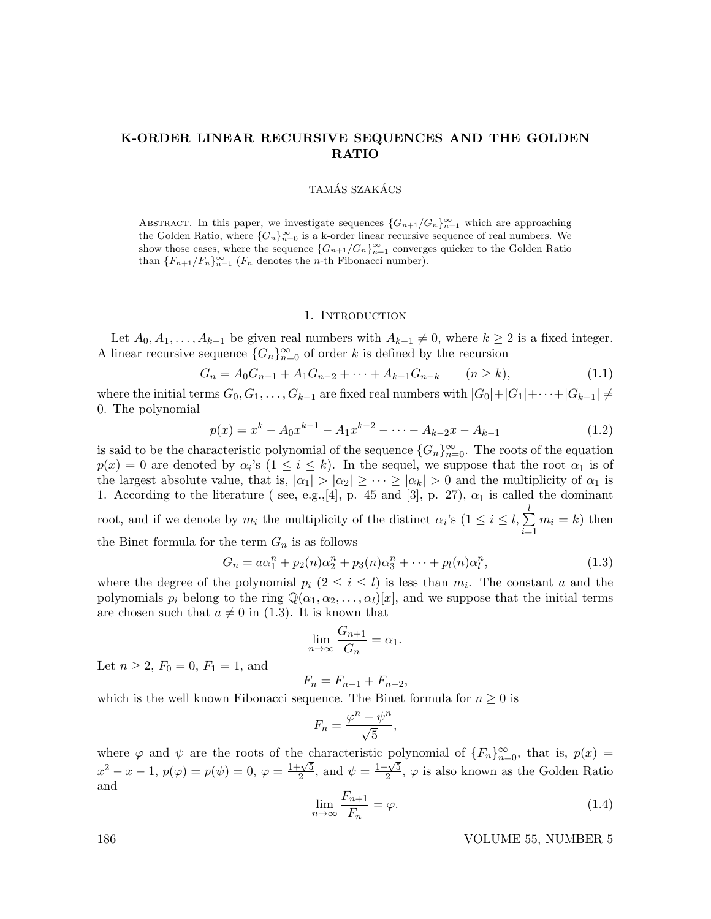# K-ORDER LINEAR RECURSIVE SEQUENCES AND THE GOLDEN RATIO

TAMÁS SZAKÁCS

Abstract. In this paper, we investigate sequences $\{G_{n+1}/G_n\}_{n=1}^{\infty}$ which are approaching the Golden Ratio, where $\{G_n\}_{n=0}^{\infty}$ is a k-order linear recursive sequence of real numbers. We show those cases, where the sequence $\{G_{n+1}/G_n\}_{n=1}^{\infty}$ converges quicker to the Golden Ratio than $\{F_{n+1}/F_n\}_{n=1}^{\infty}$ ($F_n$ denotes the $n$-th Fibonacci number).

## 1. Introduction

Let $A_0, A_1, \ldots, A_{k-1}$ be given real numbers with $A_{k-1} \neq 0$, where $k \geq 2$ is a fixed integer. A linear recursive sequence $\{G_n\}_{n=0}^{\infty}$ of order $k$ is defined by the recursion

$$G_n = A_0 G_{n-1} + A_1 G_{n-2} + \cdots + A_{k-1} G_{n-k} \qquad (n \geq k), \tag{1.1}$$

where the initial terms $G_0, G_1, \ldots, G_{k-1}$ are fixed real numbers with $|G_0|+|G_1|+\cdots+|G_{k-1}| \neq 0$. The polynomial

$$p(x) = x^k - A_0 x^{k-1} - A_1 x^{k-2} - \cdots - A_{k-2} x - A_{k-1} \tag{1.2}$$

is said to be the characteristic polynomial of the sequence $\{G_n\}_{n=0}^{\infty}$. The roots of the equation $p(x) = 0$ are denoted by $\alpha_i$'s $(1 \leq i \leq k)$. In the sequel, we suppose that the root $\alpha_1$ is of the largest absolute value, that is, $|\alpha_1| > |\alpha_2| \geq \cdots \geq |\alpha_k| > 0$ and the multiplicity of $\alpha_1$ is 1. According to the literature ( see, e.g.,[4], p. 45 and [3], p. 27), $\alpha_1$ is called the dominant root, and if we denote by $m_i$ the multiplicity of the distinct $\alpha_i$'s ($1 \leq i \leq l$, $\sum_{i=1}^{l} m_i = k$) then the Binet formula for the term $G_n$ is as follows

$$G_n = a\alpha_1^n + p_2(n)\alpha_2^n + p_3(n)\alpha_3^n + \cdots + p_l(n)\alpha_l^n, \tag{1.3}$$

where the degree of the polynomial $p_i$ $(2 \leq i \leq l)$ is less than $m_i$. The constant $a$ and the polynomials $p_i$ belong to the ring $\mathbb{Q}(\alpha_1, \alpha_2, \ldots, \alpha_l)[x]$, and we suppose that the initial terms are chosen such that $a \neq 0$ in (1.3). It is known that

$$\lim_{n\to\infty} \frac{G_{n+1}}{G_n} = \alpha_1.$$

Let $n \geq 2$, $F_0 = 0$, $F_1 = 1$, and

$$F_n = F_{n-1} + F_{n-2},$$

which is the well known Fibonacci sequence. The Binet formula for $n \geq 0$ is

$$F_n = \frac{\varphi^n - \psi^n}{\sqrt{5}},$$

where $\varphi$ and $\psi$ are the roots of the characteristic polynomial of $\{F_n\}_{n=0}^{\infty}$, that is, $p(x) = x^2 - x - 1$, $p(\varphi) = p(\psi) = 0$, $\varphi = \frac{1+\sqrt{5}}{2}$, and $\psi = \frac{1-\sqrt{5}}{2}$, $\varphi$ is also known as the Golden Ratio and

$$\lim_{n\to\infty} \frac{F_{n+1}}{F_n} = \varphi. \tag{1.4}$$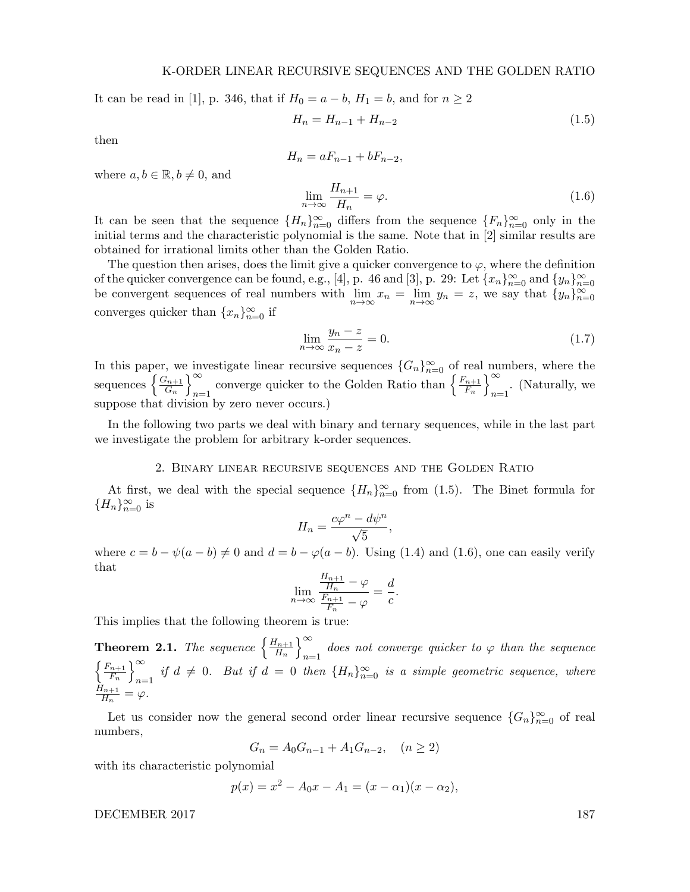It can be read in [1], p. 346, that if $H_0 = a - b$, $H_1 = b$, and for $n \geq 2$

$$H_n = H_{n-1} + H_{n-2} \tag{1.5}$$

then

$$H_n = aF_{n-1} + bF_{n-2},$$

where $a, b \in \mathbb{R}, b \neq 0$, and

$$\lim_{n\to\infty} \frac{H_{n+1}}{H_n} = \varphi. \tag{1.6}$$

It can be seen that the sequence $\{H_n\}_{n=0}^{\infty}$ differs from the sequence $\{F_n\}_{n=0}^{\infty}$ only in the initial terms and the characteristic polynomial is the same. Note that in [2] similar results are obtained for irrational limits other than the Golden Ratio.

The question then arises, does the limit give a quicker convergence to $\varphi$, where the definition of the quicker convergence can be found, e.g., [4], p. 46 and [3], p. 29: Let $\{x_n\}_{n=0}^{\infty}$ and $\{y_n\}_{n=0}^{\infty}$ be convergent sequences of real numbers with $\lim_{n\to\infty} x_n = \lim_{n\to\infty} y_n = z$, we say that $\{y_n\}_{n=0}^{\infty}$ converges quicker than $\{x_n\}_{n=0}^{\infty}$ if

$$\lim_{n\to\infty} \frac{y_n - z}{x_n - z} = 0. \tag{1.7}$$

In this paper, we investigate linear recursive sequences $\{G_n\}_{n=0}^{\infty}$ of real numbers, where the sequences $\left\{\frac{G_{n+1}}{G_n}\right\}_{n=1}^{\infty}$ converge quicker to the Golden Ratio than $\left\{\frac{F_{n+1}}{F_n}\right\}_{n=1}^{\infty}$. (Naturally, we suppose that division by zero never occurs.)

In the following two parts we deal with binary and ternary sequences, while in the last part we investigate the problem for arbitrary k-order sequences.

## 2. Binary linear recursive sequences and the Golden Ratio

At first, we deal with the special sequence $\{H_n\}_{n=0}^{\infty}$ from (1.5). The Binet formula for $\{H_n\}_{n=0}^{\infty}$ is

$$H_n = \frac{c\varphi^n - d\psi^n}{\sqrt{5}},$$

where $c = b - \psi(a - b) \neq 0$ and $d = b - \varphi(a - b)$. Using (1.4) and (1.6), one can easily verify that

$$\lim_{n\to\infty} \frac{\frac{H_{n+1}}{H_n} - \varphi}{\frac{F_{n+1}}{F_n} - \varphi} = \frac{d}{c}.$$

This implies that the following theorem is true:

**Theorem 2.1.** *The sequence* $\left\{\frac{H_{n+1}}{H_n}\right\}_{n=1}^{\infty}$ *does not converge quicker to* $\varphi$ *than the sequence* $\left\{\frac{F_{n+1}}{F_n}\right\}_{n=1}^{\infty}$ *if* $d \neq 0$*. But if* $d = 0$ *then* $\{H_n\}_{n=0}^{\infty}$ *is a simple geometric sequence, where* $\frac{H_{n+1}}{H_n} = \varphi$*.*

Let us consider now the general second order linear recursive sequence $\{G_n\}_{n=0}^{\infty}$ of real numbers,

$$G_n = A_0 G_{n-1} + A_1 G_{n-2}, \quad (n \geq 2)$$

with its characteristic polynomial

$$p(x) = x^2 - A_0 x - A_1 = (x - \alpha_1)(x - \alpha_2),$$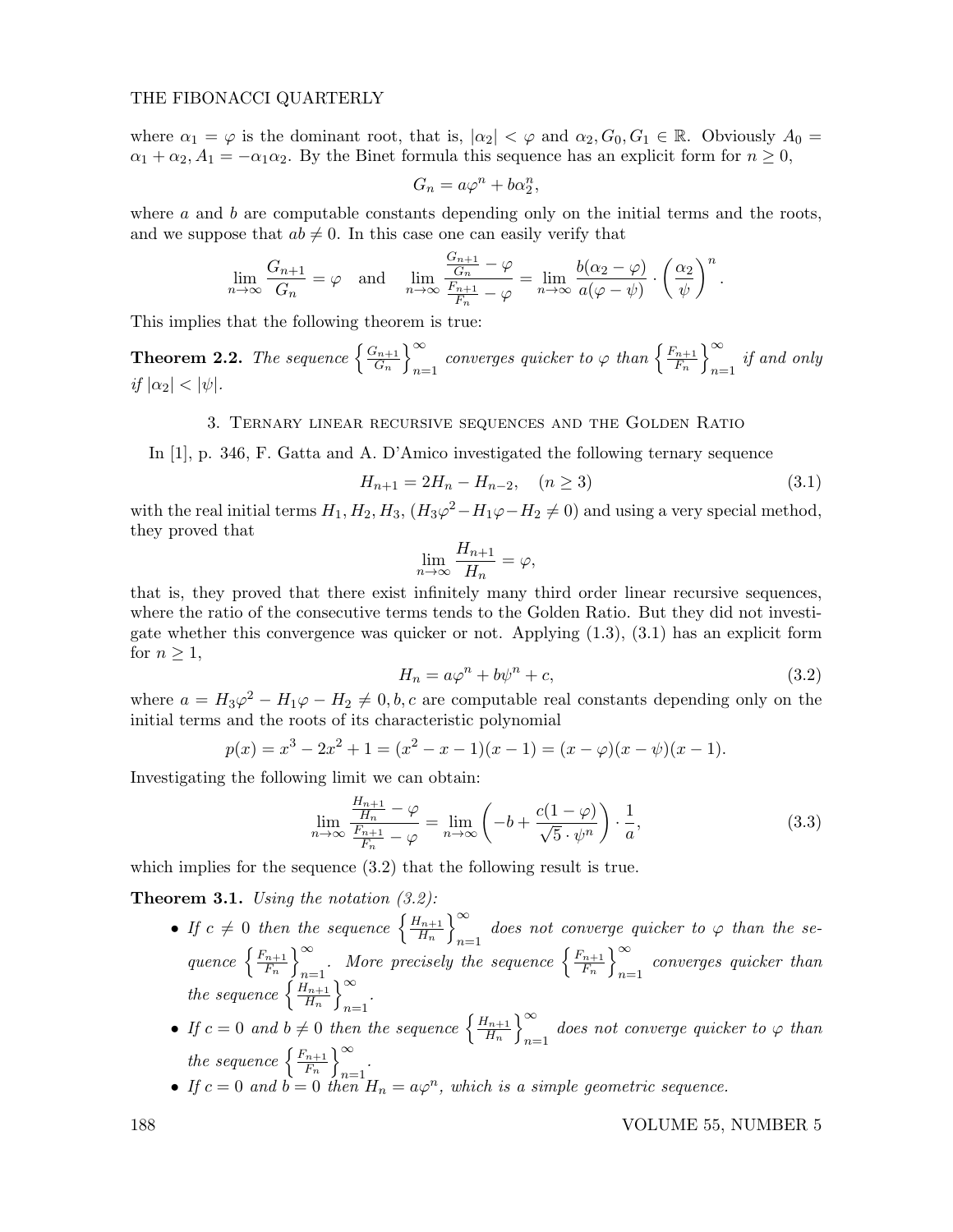where $\alpha_1 = \varphi$ is the dominant root, that is, $|\alpha_2| < \varphi$ and $\alpha_2, G_0, G_1 \in \mathbb{R}$. Obviously $A_0 = \alpha_1 + \alpha_2, A_1 = -\alpha_1\alpha_2$. By the Binet formula this sequence has an explicit form for $n \geq 0$,

$$G_n = a\varphi^n + b\alpha_2^n,$$

where $a$ and $b$ are computable constants depending only on the initial terms and the roots, and we suppose that $ab \neq 0$. In this case one can easily verify that

$$\lim_{n\to\infty} \frac{G_{n+1}}{G_n} = \varphi \quad \text{and} \quad \lim_{n\to\infty} \frac{\frac{G_{n+1}}{G_n} - \varphi}{\frac{F_{n+1}}{F_n} - \varphi} = \lim_{n\to\infty} \frac{b(\alpha_2 - \varphi)}{a(\varphi - \psi)} \cdot \left(\frac{\alpha_2}{\psi}\right)^n.$$

This implies that the following theorem is true:

**Theorem 2.2.** *The sequence* $\left\{\frac{G_{n+1}}{G_n}\right\}_{n=1}^{\infty}$ *converges quicker to* $\varphi$ *than* $\left\{\frac{F_{n+1}}{F_n}\right\}_{n=1}^{\infty}$ *if and only if* $|\alpha_2| < |\psi|$.

## 3. Ternary linear recursive sequences and the Golden Ratio

In [1], p. 346, F. Gatta and A. D'Amico investigated the following ternary sequence

$$H_{n+1} = 2H_n - H_{n-2}, \quad (n \geq 3) \tag{3.1}$$

with the real initial terms $H_1, H_2, H_3$, $(H_3\varphi^2 - H_1\varphi - H_2 \neq 0)$ and using a very special method, they proved that

$$\lim_{n\to\infty} \frac{H_{n+1}}{H_n} = \varphi,$$

that is, they proved that there exist infinitely many third order linear recursive sequences, where the ratio of the consecutive terms tends to the Golden Ratio. But they did not investigate whether this convergence was quicker or not. Applying (1.3), (3.1) has an explicit form for $n \geq 1$,

$$H_n = a\varphi^n + b\psi^n + c, \tag{3.2}$$

where $a = H_3\varphi^2 - H_1\varphi - H_2 \neq 0, b, c$ are computable real constants depending only on the initial terms and the roots of its characteristic polynomial

$$p(x) = x^3 - 2x^2 + 1 = (x^2 - x - 1)(x - 1) = (x - \varphi)(x - \psi)(x - 1).$$

Investigating the following limit we can obtain:

$$\lim_{n\to\infty} \frac{\frac{H_{n+1}}{H_n} - \varphi}{\frac{F_{n+1}}{F_n} - \varphi} = \lim_{n\to\infty} \left(-b + \frac{c(1-\varphi)}{\sqrt{5}\cdot\psi^n}\right) \cdot \frac{1}{a}, \tag{3.3}$$

which implies for the sequence (3.2) that the following result is true.

**Theorem 3.1.** *Using the notation (3.2):*

- *If* $c \neq 0$ *then the sequence* $\left\{\frac{H_{n+1}}{H_n}\right\}_{n=1}^{\infty}$ *does not converge quicker to* $\varphi$ *than the sequence* $\left\{\frac{F_{n+1}}{F_n}\right\}_{n=1}^{\infty}$. *More precisely the sequence* $\left\{\frac{F_{n+1}}{F_n}\right\}_{n=1}^{\infty}$ *converges quicker than the sequence* $\left\{\frac{H_{n+1}}{H_n}\right\}_{n=1}^{\infty}$.
- *If* $c = 0$ *and* $b \neq 0$ *then the sequence* $\left\{\frac{H_{n+1}}{H_n}\right\}_{n=1}^{\infty}$ *does not converge quicker to* $\varphi$ *than the sequence* $\left\{\frac{F_{n+1}}{F_n}\right\}_{n=1}^{\infty}$.
- *If* $c = 0$ *and* $b = 0$ *then* $H_n = a\varphi^n$, *which is a simple geometric sequence.*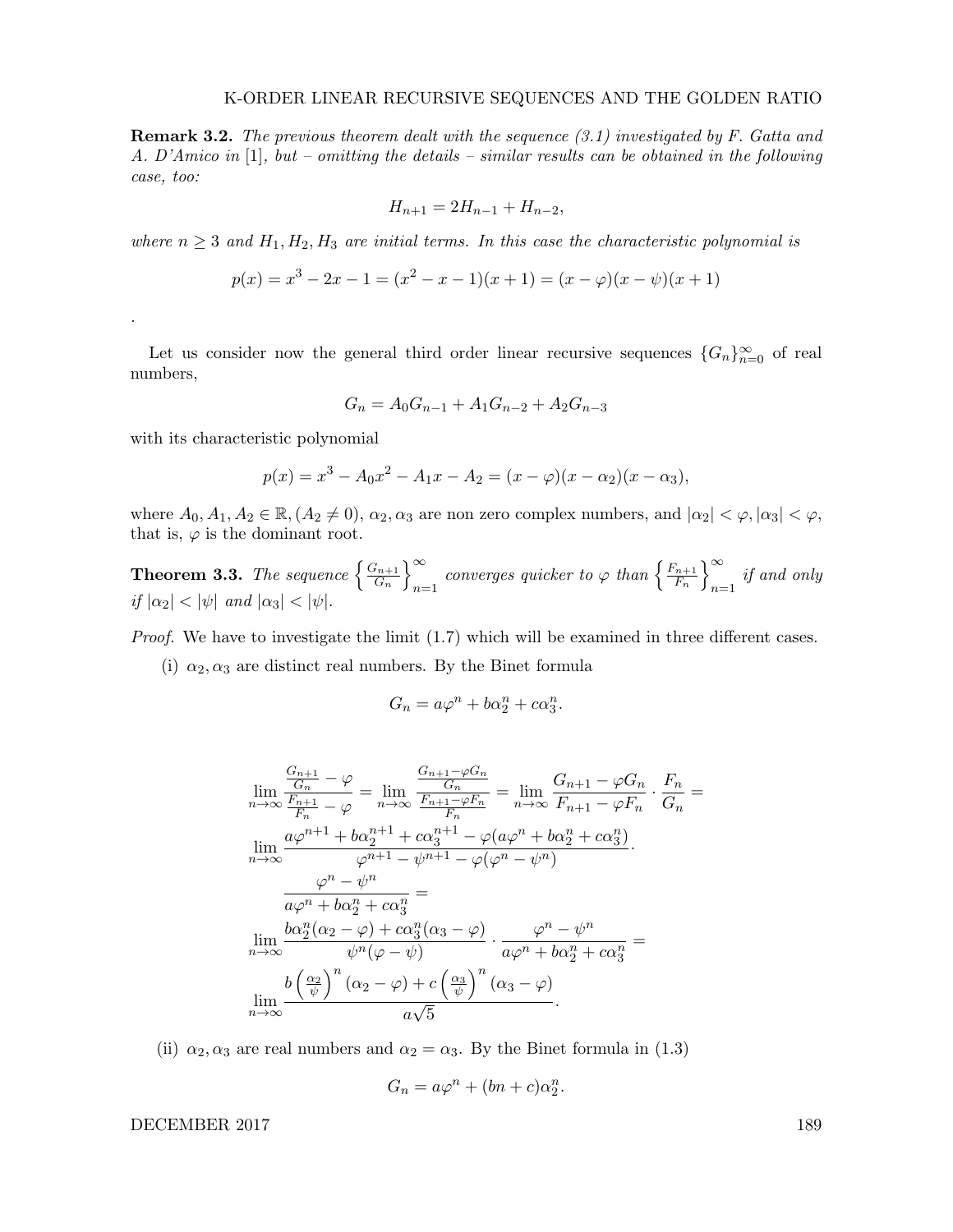**Remark 3.2.** *The previous theorem dealt with the sequence (3.1) investigated by F. Gatta and A. D'Amico in* [1]*, but – omitting the details – similar results can be obtained in the following case, too:*

$$H_{n+1} = 2H_{n-1} + H_{n-2},$$

*where* $n \geq 3$ *and* $H_1, H_2, H_3$ *are initial terms. In this case the characteristic polynomial is*

$$p(x) = x^3 - 2x - 1 = (x^2 - x - 1)(x + 1) = (x - \varphi)(x - \psi)(x + 1)$$

.

Let us consider now the general third order linear recursive sequences $\{G_n\}_{n=0}^{\infty}$ of real numbers,

$$G_n = A_0 G_{n-1} + A_1 G_{n-2} + A_2 G_{n-3}$$

with its characteristic polynomial

$$p(x) = x^3 - A_0 x^2 - A_1 x - A_2 = (x - \varphi)(x - \alpha_2)(x - \alpha_3),$$

where $A_0, A_1, A_2 \in \mathbb{R}, (A_2 \neq 0)$, $\alpha_2, \alpha_3$ are non zero complex numbers, and $|\alpha_2| < \varphi, |\alpha_3| < \varphi$, that is, $\varphi$ is the dominant root.

**Theorem 3.3.** *The sequence* $\left\{\frac{G_{n+1}}{G_n}\right\}_{n=1}^{\infty}$ *converges quicker to* $\varphi$ *than* $\left\{\frac{F_{n+1}}{F_n}\right\}_{n=1}^{\infty}$ *if and only if* $|\alpha_2| < |\psi|$ *and* $|\alpha_3| < |\psi|$.

*Proof.* We have to investigate the limit (1.7) which will be examined in three different cases.

(i) $\alpha_2, \alpha_3$ are distinct real numbers. By the Binet formula

$$G_n = a\varphi^n + b\alpha_2^n + c\alpha_3^n.$$

$$\lim_{n\to\infty} \frac{\frac{G_{n+1}}{G_n} - \varphi}{\frac{F_{n+1}}{F_n} - \varphi} = \lim_{n\to\infty} \frac{\frac{G_{n+1} - \varphi G_n}{G_n}}{\frac{F_{n+1} - \varphi F_n}{F_n}} = \lim_{n\to\infty} \frac{G_{n+1} - \varphi G_n}{F_{n+1} - \varphi F_n} \cdot \frac{F_n}{G_n} =$$

$$\lim_{n\to\infty} \frac{a\varphi^{n+1} + b\alpha_2^{n+1} + c\alpha_3^{n+1} - \varphi(a\varphi^n + b\alpha_2^n + c\alpha_3^n)}{\varphi^{n+1} - \psi^{n+1} - \varphi(\varphi^n - \psi^n)} \cdot$$

$$\frac{\varphi^n - \psi^n}{a\varphi^n + b\alpha_2^n + c\alpha_3^n} =$$

$$\lim_{n\to\infty} \frac{b\alpha_2^n(\alpha_2 - \varphi) + c\alpha_3^n(\alpha_3 - \varphi)}{\psi^n(\varphi - \psi)} \cdot \frac{\varphi^n - \psi^n}{a\varphi^n + b\alpha_2^n + c\alpha_3^n} =$$

$$\lim_{n\to\infty} \frac{b\left(\frac{\alpha_2}{\psi}\right)^n(\alpha_2 - \varphi) + c\left(\frac{\alpha_3}{\psi}\right)^n(\alpha_3 - \varphi)}{a\sqrt{5}}.$$

(ii) $\alpha_2, \alpha_3$ are real numbers and $\alpha_2 = \alpha_3$. By the Binet formula in (1.3)

$$G_n = a\varphi^n + (bn + c)\alpha_2^n.$$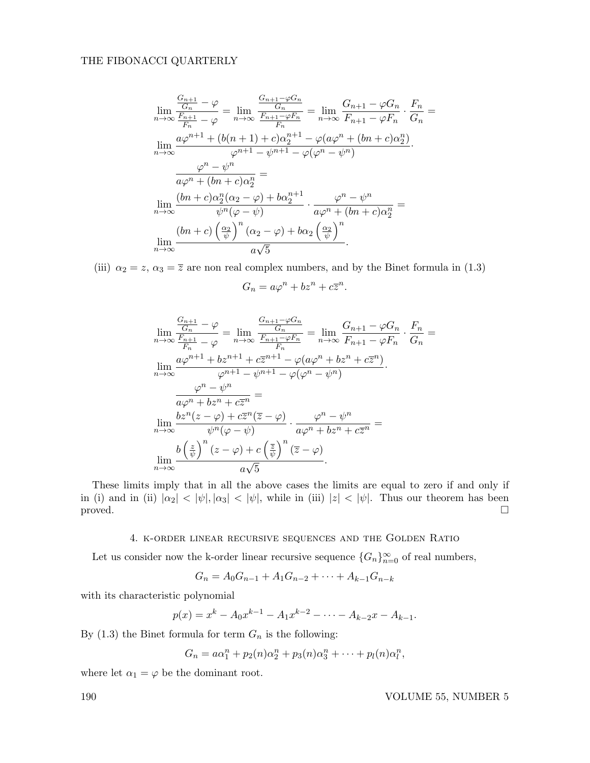$$\lim_{n\to\infty}\frac{\frac{G_{n+1}}{G_n}-\varphi}{\frac{F_{n+1}}{F_n}-\varphi}=\lim_{n\to\infty}\frac{\frac{G_{n+1}-\varphi G_n}{G_n}}{\frac{F_{n+1}-\varphi F_n}{F_n}}=\lim_{n\to\infty}\frac{G_{n+1}-\varphi G_n}{F_{n+1}-\varphi F_n}\cdot\frac{F_n}{G_n}=$$

$$\lim_{n\to\infty}\frac{a\varphi^{n+1}+(b(n+1)+c)\alpha_2^{n+1}-\varphi(a\varphi^n+(bn+c)\alpha_2^n)}{\varphi^{n+1}-\psi^{n+1}-\varphi(\varphi^n-\psi^n)}\cdot$$

$$\frac{\varphi^n-\psi^n}{a\varphi^n+(bn+c)\alpha_2^n}=$$

$$\lim_{n\to\infty}\frac{(bn+c)\alpha_2^n(\alpha_2-\varphi)+b\alpha_2^{n+1}}{\psi^n(\varphi-\psi)}\cdot\frac{\varphi^n-\psi^n}{a\varphi^n+(bn+c)\alpha_2^n}=$$

$$\lim_{n\to\infty}\frac{(bn+c)\left(\frac{\alpha_2}{\psi}\right)^n(\alpha_2-\varphi)+b\alpha_2\left(\frac{\alpha_2}{\psi}\right)^n}{a\sqrt{5}}.$$

(iii) $\alpha_2=z$, $\alpha_3=\overline{z}$ are non real complex numbers, and by the Binet formula in (1.3)

$$G_n=a\varphi^n+bz^n+c\overline{z}^n.$$

$$\lim_{n\to\infty}\frac{\frac{G_{n+1}}{G_n}-\varphi}{\frac{F_{n+1}}{F_n}-\varphi}=\lim_{n\to\infty}\frac{\frac{G_{n+1}-\varphi G_n}{G_n}}{\frac{F_{n+1}-\varphi F_n}{F_n}}=\lim_{n\to\infty}\frac{G_{n+1}-\varphi G_n}{F_{n+1}-\varphi F_n}\cdot\frac{F_n}{G_n}=$$

$$\lim_{n\to\infty}\frac{a\varphi^{n+1}+bz^{n+1}+c\overline{z}^{n+1}-\varphi(a\varphi^n+bz^n+c\overline{z}^n)}{\varphi^{n+1}-\psi^{n+1}-\varphi(\varphi^n-\psi^n)}\cdot$$

$$\frac{\varphi^n-\psi^n}{a\varphi^n+bz^n+c\overline{z}^n}=$$

$$\lim_{n\to\infty}\frac{bz^n(z-\varphi)+c\overline{z}^n(\overline{z}-\varphi)}{\psi^n(\varphi-\psi)}\cdot\frac{\varphi^n-\psi^n}{a\varphi^n+bz^n+c\overline{z}^n}=$$

$$\lim_{n\to\infty}\frac{b\left(\frac{z}{\psi}\right)^n(z-\varphi)+c\left(\frac{\overline{z}}{\psi}\right)^n(\overline{z}-\varphi)}{a\sqrt{5}}.$$

These limits imply that in all the above cases the limits are equal to zero if and only if in (i) and in (ii) $|\alpha_2|<|\psi|, |\alpha_3|<|\psi|$, while in (iii) $|z|<|\psi|$. Thus our theorem has been proved. □

## 4. k-order linear recursive sequences and the Golden Ratio

Let us consider now the k-order linear recursive sequence $\{G_n\}_{n=0}^{\infty}$ of real numbers,

$$G_n=A_0G_{n-1}+A_1G_{n-2}+\cdots+A_{k-1}G_{n-k}$$

with its characteristic polynomial

$$p(x)=x^k-A_0x^{k-1}-A_1x^{k-2}-\cdots-A_{k-2}x-A_{k-1}.$$

By (1.3) the Binet formula for term $G_n$ is the following:

$$G_n=a\alpha_1^n+p_2(n)\alpha_2^n+p_3(n)\alpha_3^n+\cdots+p_l(n)\alpha_l^n,$$

where let $\alpha_1=\varphi$ be the dominant root.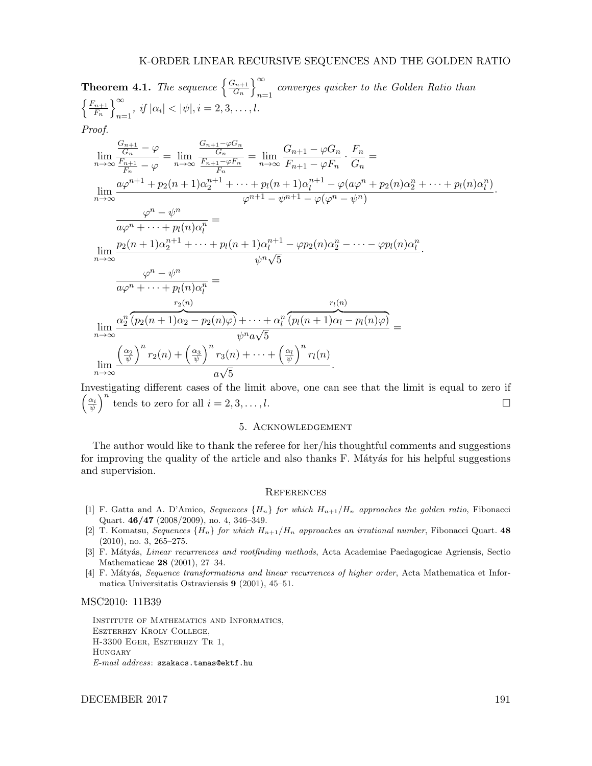**Theorem 4.1.** *The sequence* $\left\{\frac{G_{n+1}}{G_n}\right\}_{n=1}^{\infty}$ *converges quicker to the Golden Ratio than* $\left\{\frac{F_{n+1}}{F_n}\right\}_{n=1}^{\infty}$*, if* $|\alpha_i| < |\psi|, i = 2, 3, \ldots, l$.

*Proof.*

$$\lim_{n\to\infty} \frac{\frac{G_{n+1}}{G_n} - \varphi}{\frac{F_{n+1}}{F_n} - \varphi} = \lim_{n\to\infty} \frac{\frac{G_{n+1}-\varphi G_n}{G_n}}{\frac{F_{n+1}-\varphi F_n}{F_n}} = \lim_{n\to\infty} \frac{G_{n+1} - \varphi G_n}{F_{n+1} - \varphi F_n} \cdot \frac{F_n}{G_n} =$$

$$\lim_{n\to\infty} \frac{a\varphi^{n+1} + p_2(n+1)\alpha_2^{n+1} + \cdots + p_l(n+1)\alpha_l^{n+1} - \varphi(a\varphi^n + p_2(n)\alpha_2^n + \cdots + p_l(n)\alpha_l^n)}{\varphi^{n+1} - \psi^{n+1} - \varphi(\varphi^n - \psi^n)} \cdot$$

$$\frac{\varphi^n - \psi^n}{a\varphi^n + \cdots + p_l(n)\alpha_l^n} =$$

$$\lim_{n\to\infty} \frac{p_2(n+1)\alpha_2^{n+1} + \cdots + p_l(n+1)\alpha_l^{n+1} - \varphi p_2(n)\alpha_2^n - \cdots - \varphi p_l(n)\alpha_l^n}{\psi^n\sqrt{5}} \cdot$$

$$\frac{\varphi^n - \psi^n}{a\varphi^n + \cdots + p_l(n)\alpha_l^n} =$$

$$\lim_{n\to\infty} \frac{\alpha_2^n \overbrace{(p_2(n+1)\alpha_2 - p_2(n)\varphi)}^{r_2(n)} + \cdots + \alpha_l^n \overbrace{(p_l(n+1)\alpha_l - p_l(n)\varphi)}^{r_l(n)}}{\psi^n a\sqrt{5}} =$$

$$\lim_{n\to\infty} \frac{\left(\frac{\alpha_2}{\psi}\right)^n r_2(n) + \left(\frac{\alpha_3}{\psi}\right)^n r_3(n) + \cdots + \left(\frac{\alpha_l}{\psi}\right)^n r_l(n)}{a\sqrt{5}}.$$

Investigating different cases of the limit above, one can see that the limit is equal to zero if $\left(\frac{\alpha_i}{\psi}\right)^n$ tends to zero for all $i = 2, 3, \ldots, l$. □

## 5. Acknowledgement

The author would like to thank the referee for her/his thoughtful comments and suggestions for improving the quality of the article and also thanks F. Mátyás for his helpful suggestions and supervision.

## References

[1] F. Gatta and A. D'Amico, *Sequences* $\{H_n\}$ *for which* $H_{n+1}/H_n$ *approaches the golden ratio*, Fibonacci Quart. **46/47** (2008/2009), no. 4, 346–349.

[2] T. Komatsu, *Sequences* $\{H_n\}$ *for which* $H_{n+1}/H_n$ *approaches an irrational number*, Fibonacci Quart. **48** (2010), no. 3, 265–275.

[3] F. Mátyás, *Linear recurrences and rootfinding methods*, Acta Academiae Paedagogicae Agriensis, Sectio Mathematicae **28** (2001), 27–34.

[4] F. Mátyás, *Sequence transformations and linear recurrences of higher order*, Acta Mathematica et Informatica Universitatis Ostraviensis **9** (2001), 45–51.

MSC2010: 11B39

Institute of Mathematics and Informatics,
Eszterhzy Kroly College,
H-3300 Eger, Eszterhzy Tr 1,
Hungary
*E-mail address*: szakacs.tamas@ektf.hu